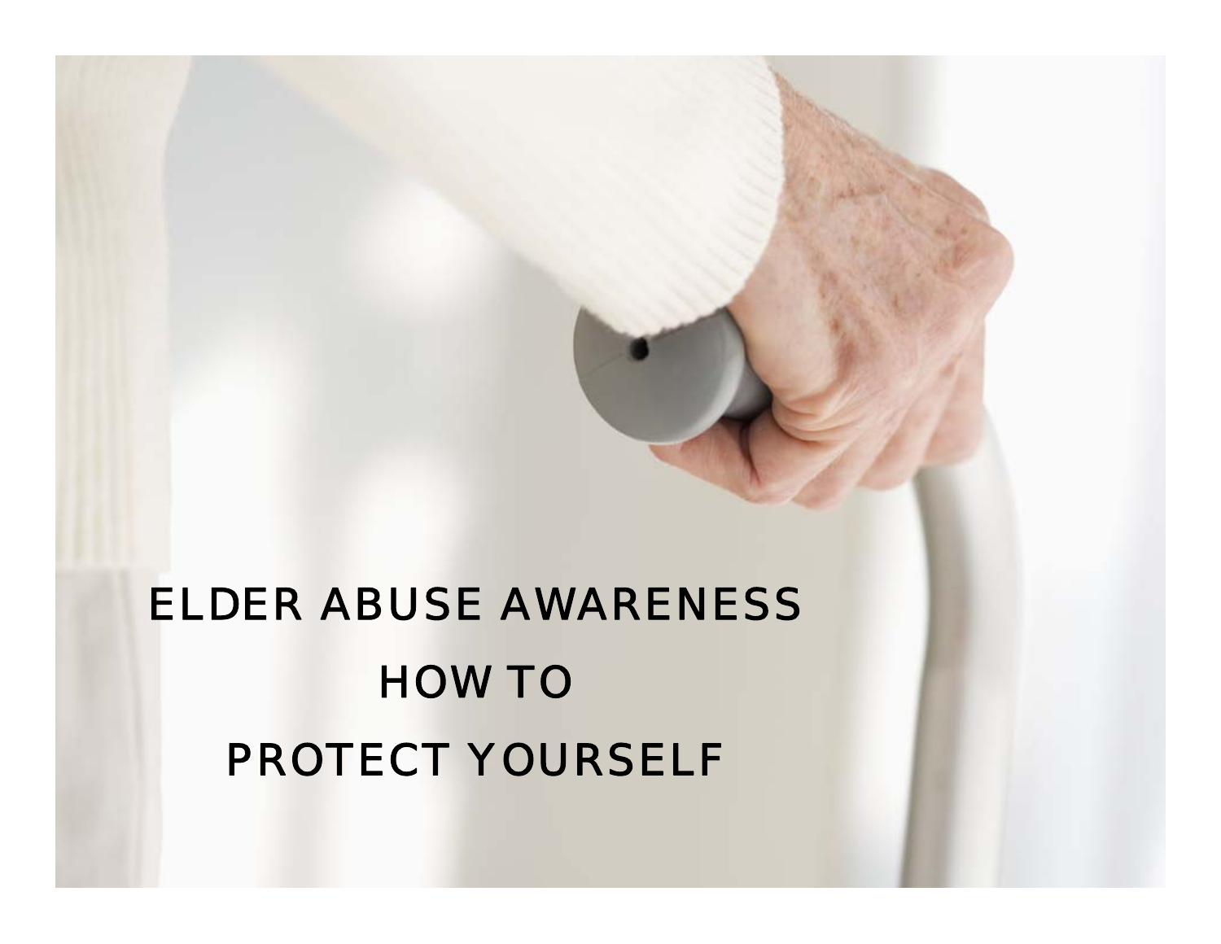# ELDER ABUSE AWARENESS

# HOW TO

# PROTECT YOURSELF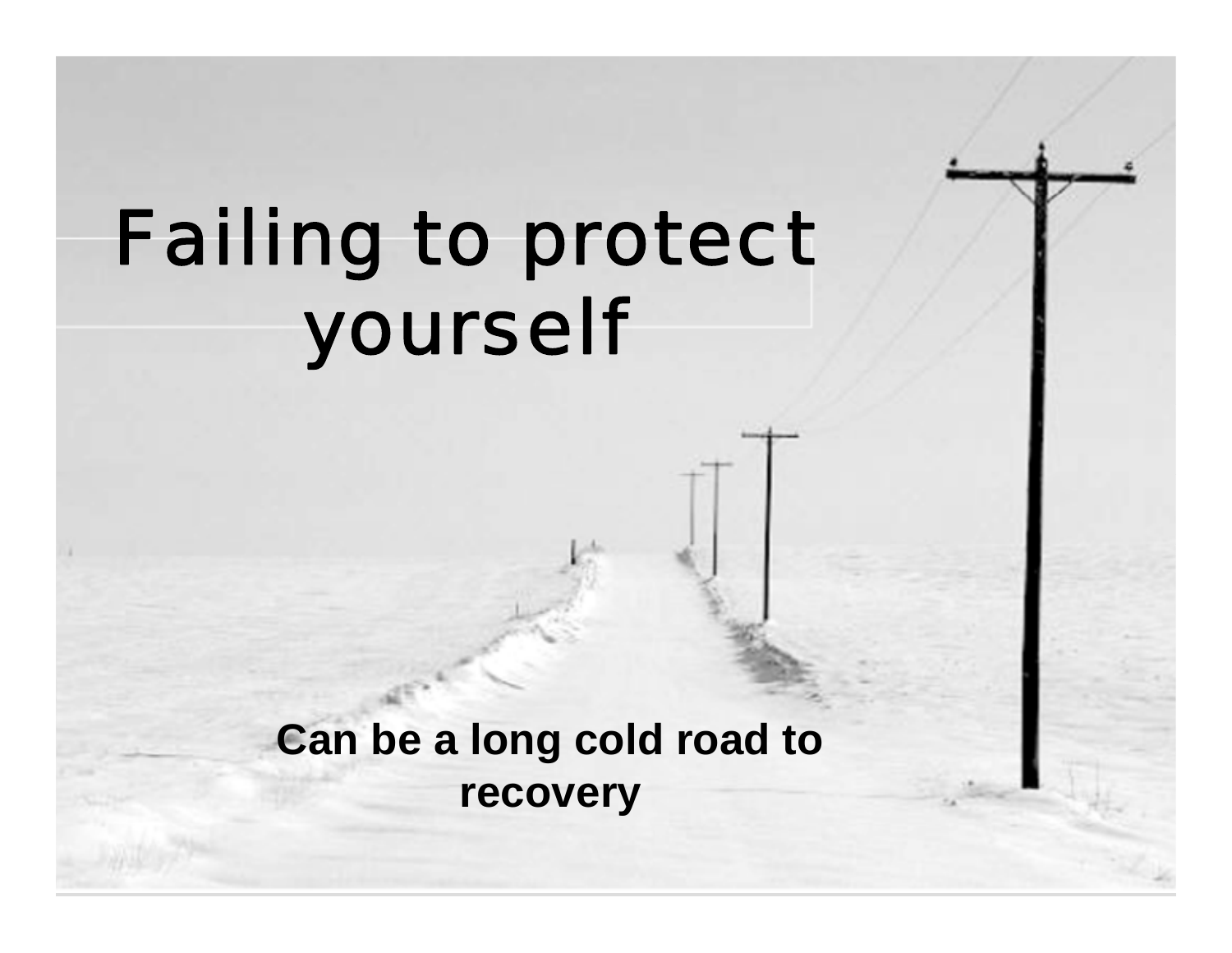# Failing to protect yourself

**Can be a long cold road to recovery**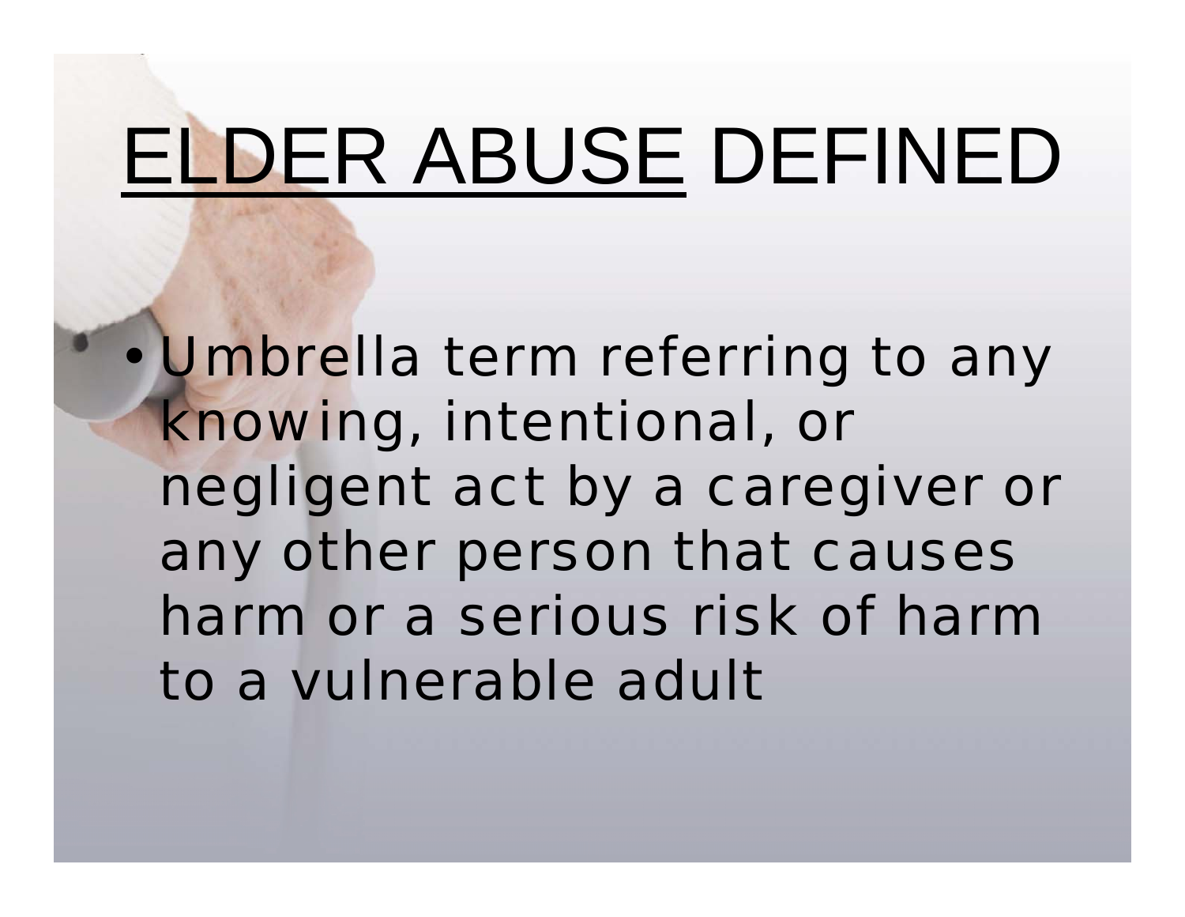# ELDER ABUSE DEFINED

- Umbrella term referring to any knowing, intentional, or negligent act by a caregiver or any other person that causes harm or a serious risk of harm to a vulnerable adult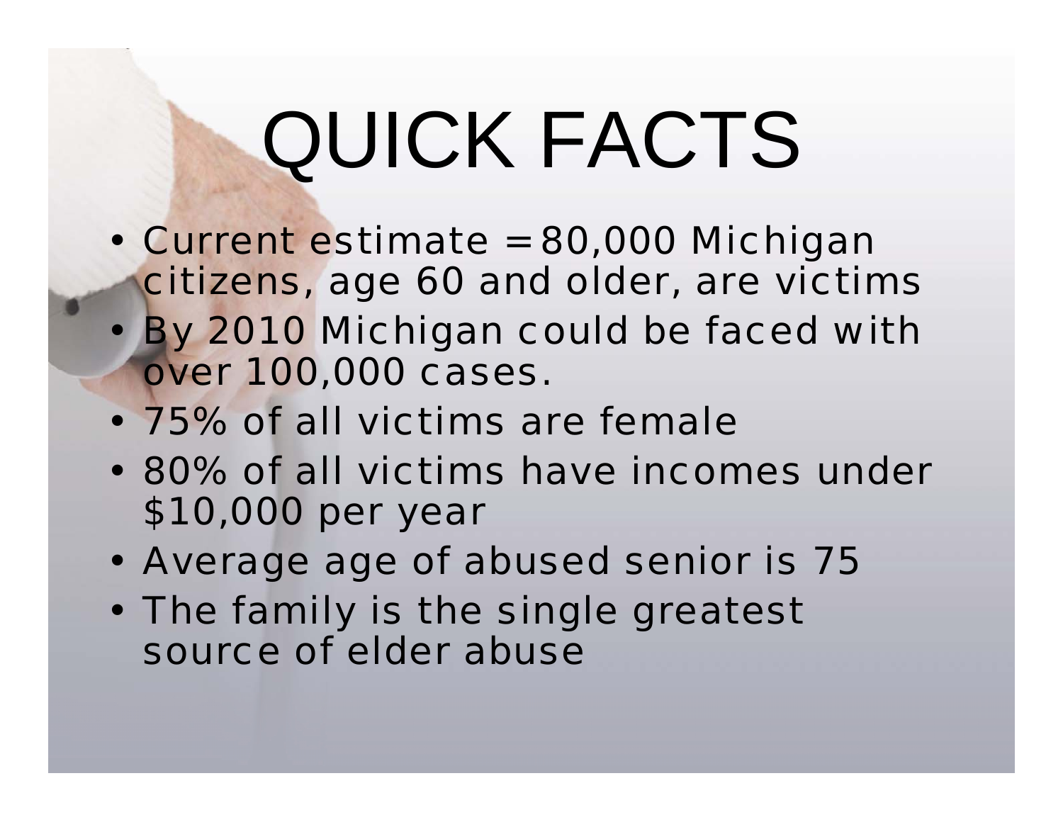# QUICK FACTS

- Current estimate = 80,000 Michigan citizens, age 60 and older, are victims
- By 2010 Michigan could be faced with over 100,000 cases.
- 75% of all victims are female
- 80% of all victims have incomes under $10,000 per year
- Average age of abused senior is 75
- The family is the single greatest source of elder abuse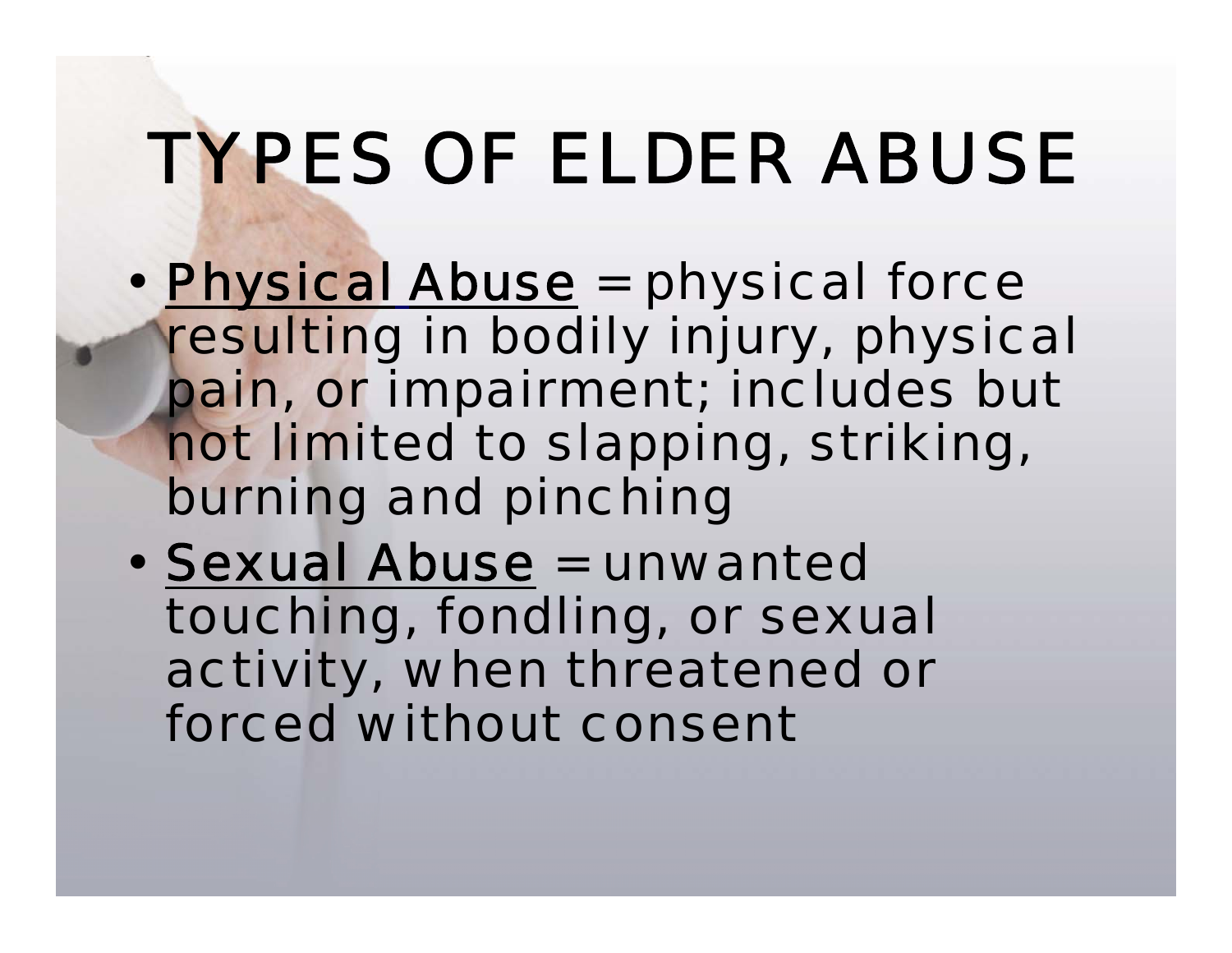# TYPES OF ELDER ABUSE

- Physical Abuse = physical force resulting in bodily injury, physical pain, or impairment; includes but not limited to slapping, striking, burning and pinching
- Sexual Abuse = unwanted touching, fondling, or sexual activity, when threatened or forced without consent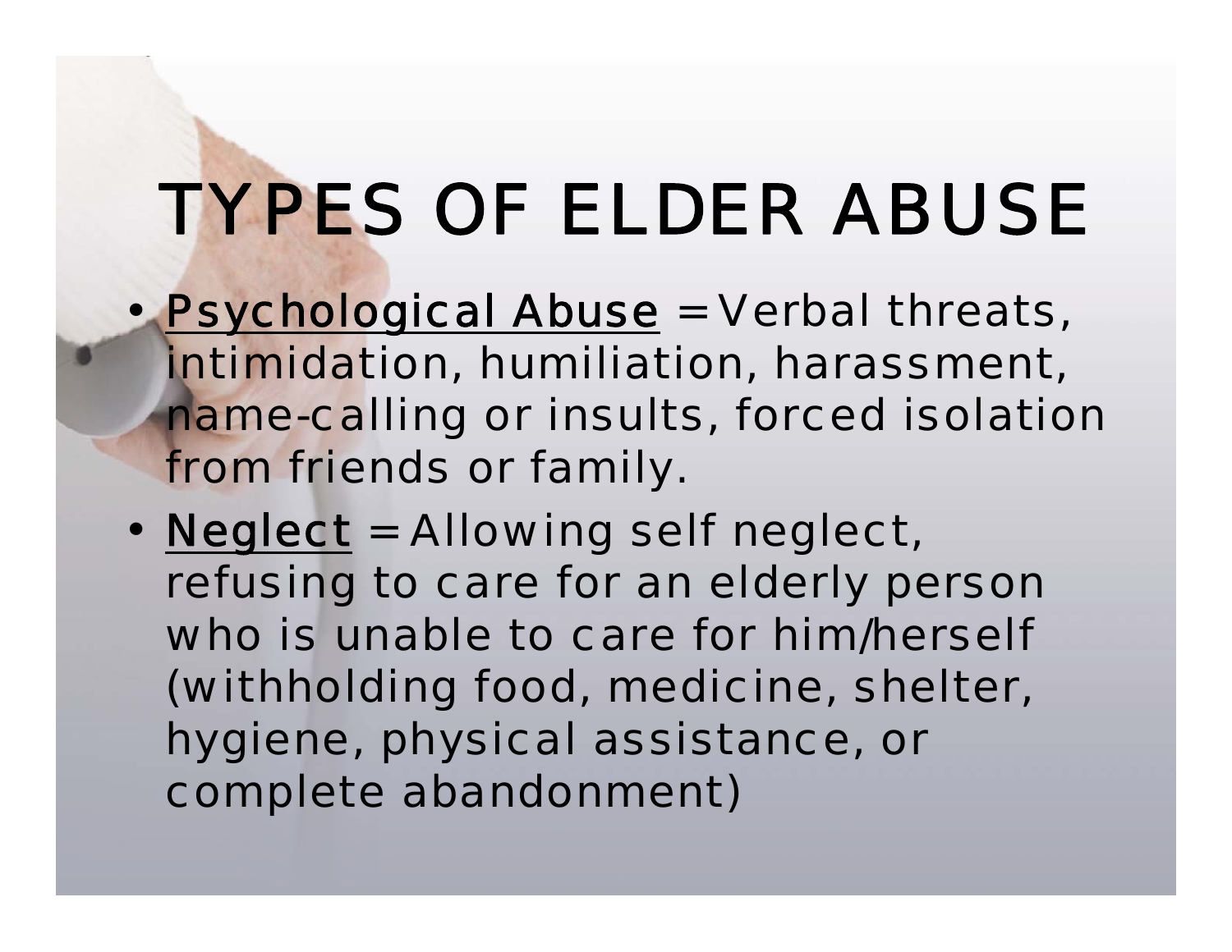# TYPES OF ELDER ABUSE

- Psychological Abuse = Verbal threats, intimidation, humiliation, harassment, name-calling or insults, forced isolation from friends or family.
- Neglect = Allowing self neglect, refusing to care for an elderly person who is unable to care for him/herself (withholding food, medicine, shelter, hygiene, physical assistance, or complete abandonment)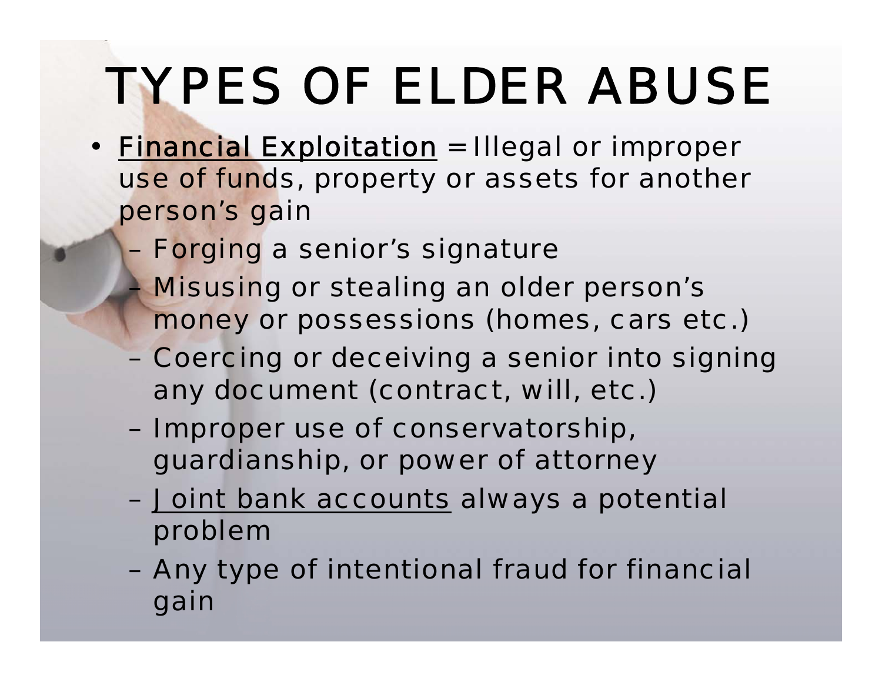# TYPES OF ELDER ABUSE

- Financial Exploitation = Illegal or improper use of funds, property or assets for another person's gain
  - Forging a senior's signature
  - Misusing or stealing an older person's money or possessions (homes, cars etc.)
  - Coercing or deceiving a senior into signing any document (contract, will, etc.)
  - Improper use of conservatorship, guardianship, or power of attorney
  - Joint bank accounts always a potential problem
  - Any type of intentional fraud for financial gain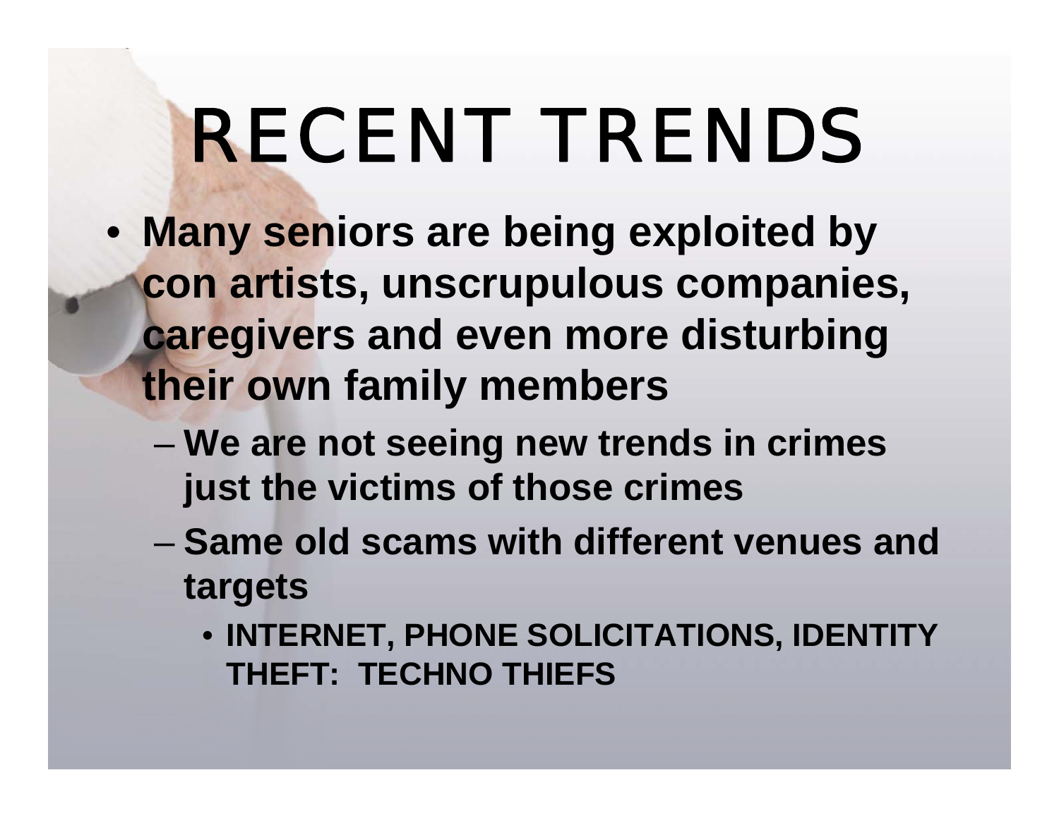# RECENT TRENDS

- **Many seniors are being exploited by con artists, unscrupulous companies, caregivers and even more disturbing their own family members**
  - **We are not seeing new trends in crimes just the victims of those crimes**
  - **Same old scams with different venues and targets**
    - **INTERNET, PHONE SOLICITATIONS, IDENTITY THEFT: TECHNO THIEFS**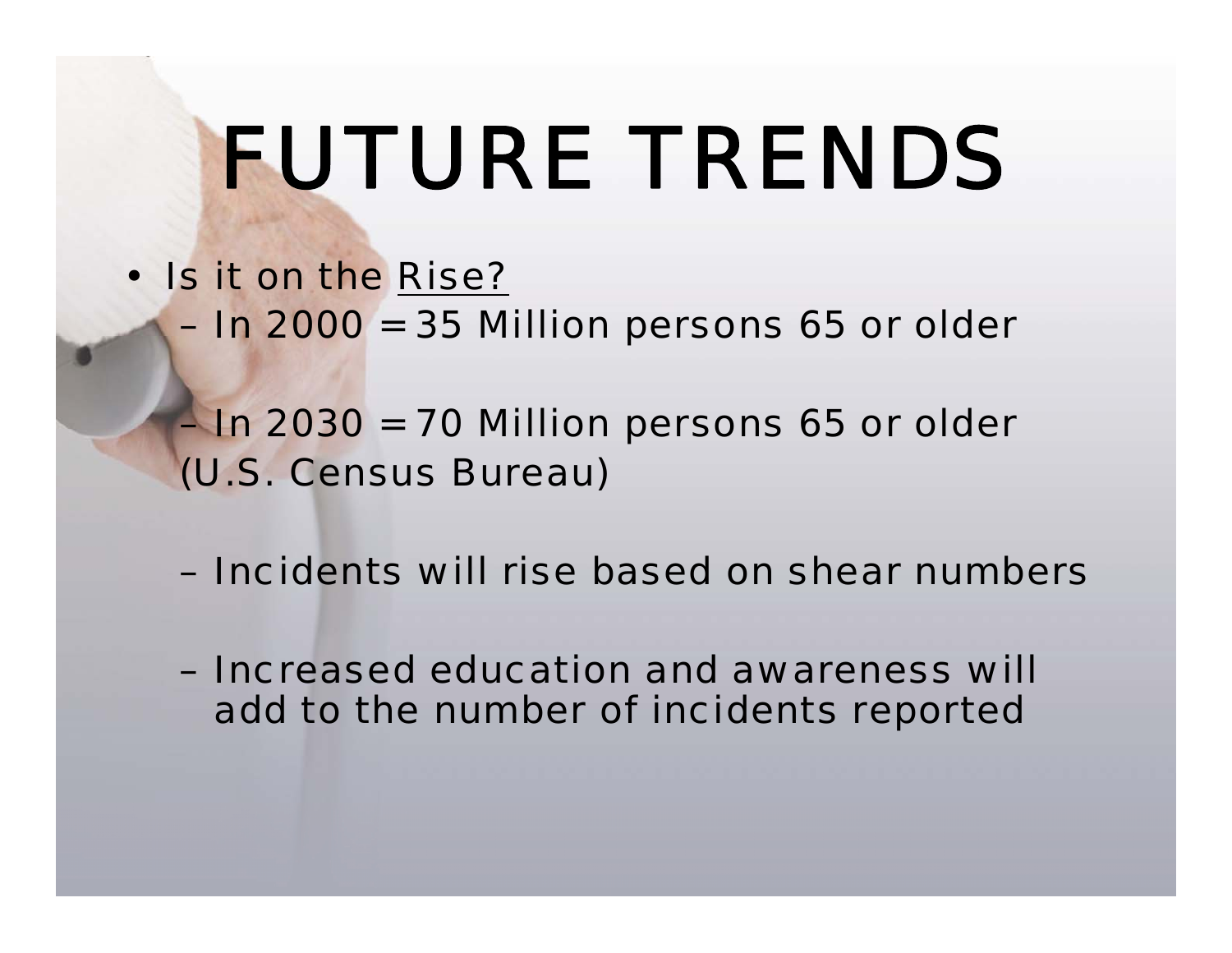# FUTURE TRENDS

- Is it on the Rise?
  - In 2000 = 35 Million persons 65 or older
  - In 2030 = 70 Million persons 65 or older (U.S. Census Bureau)
  - Incidents will rise based on shear numbers
  - Increased education and awareness will add to the number of incidents reported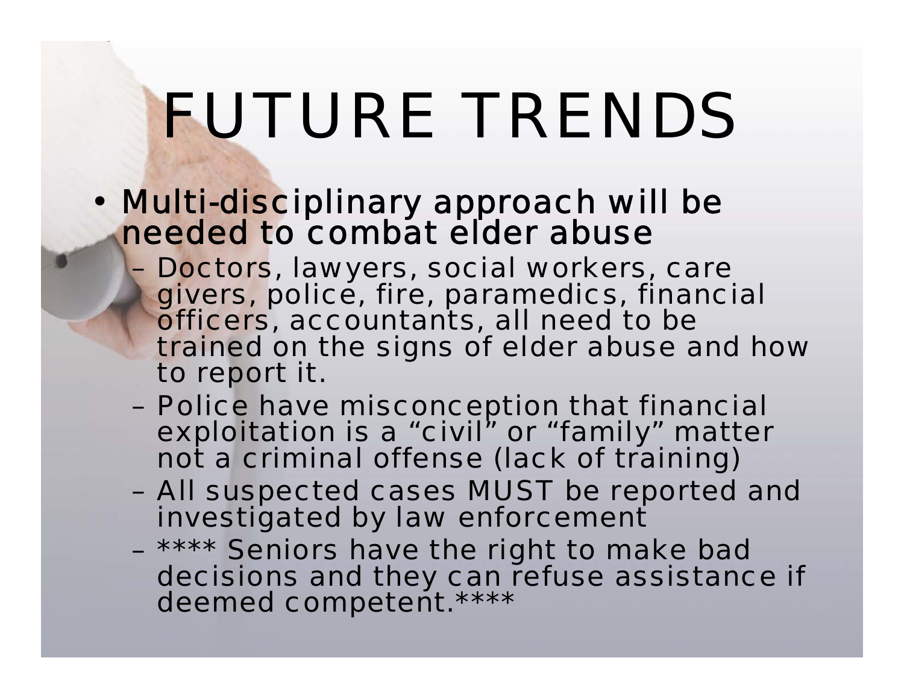# FUTURE TRENDS

- Multi-disciplinary approach will be needed to combat elder abuse
  - Doctors, lawyers, social workers, care givers, police, fire, paramedics, financial officers, accountants, all need to be trained on the signs of elder abuse and how to report it.
  - Police have misconception that financial exploitation is a “civil” or “family” matter not a criminal offense (lack of training)
  - All suspected cases MUST be reported and investigated by law enforcement
  - **** Seniors have the right to make bad decisions and they can refuse assistance if deemed competent.****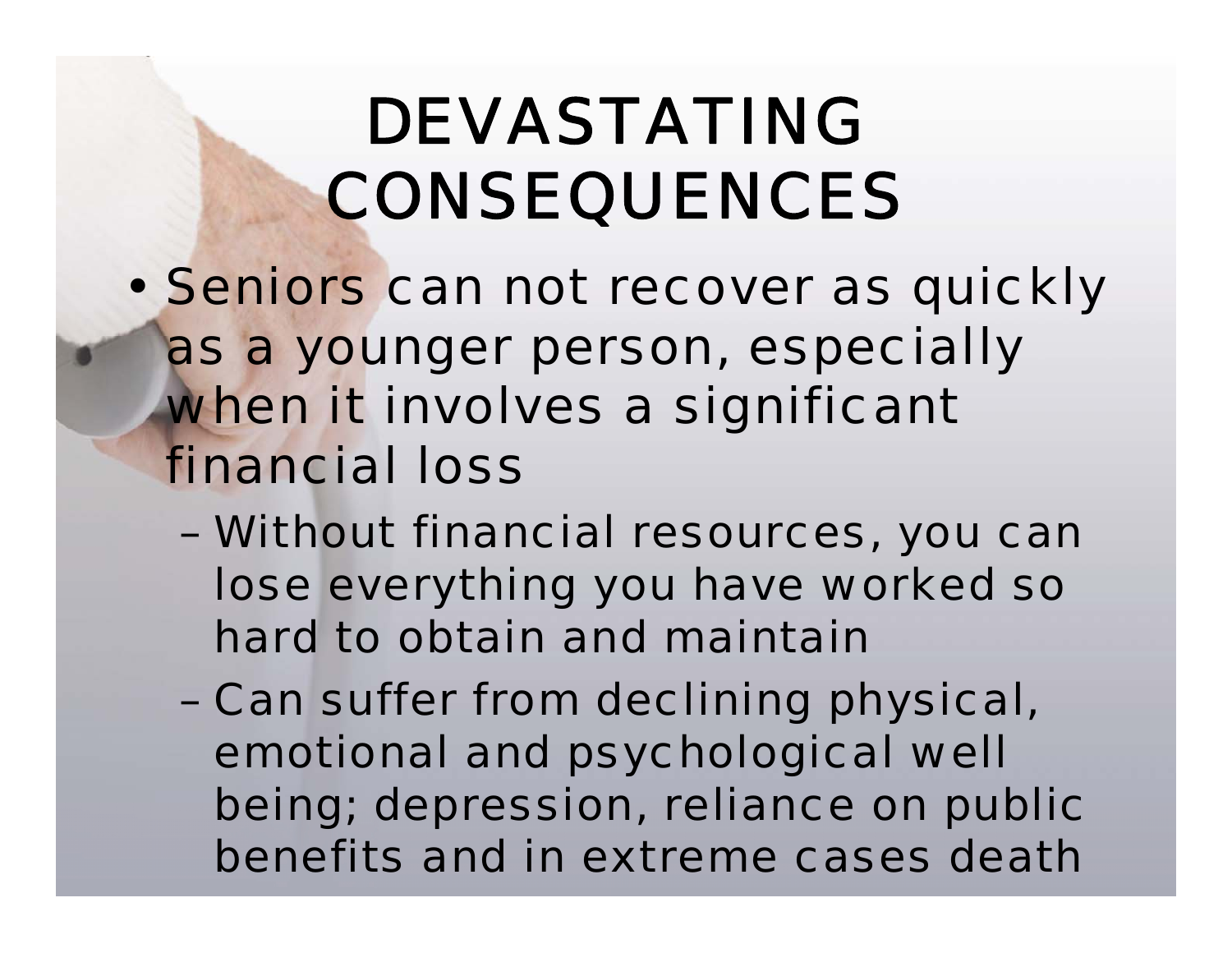# DEVASTATING CONSEQUENCES

- Seniors can not recover as quickly as a younger person, especially when it involves a significant financial loss
  - Without financial resources, you can lose everything you have worked so hard to obtain and maintain
  - Can suffer from declining physical, emotional and psychological well being; depression, reliance on public benefits and in extreme cases death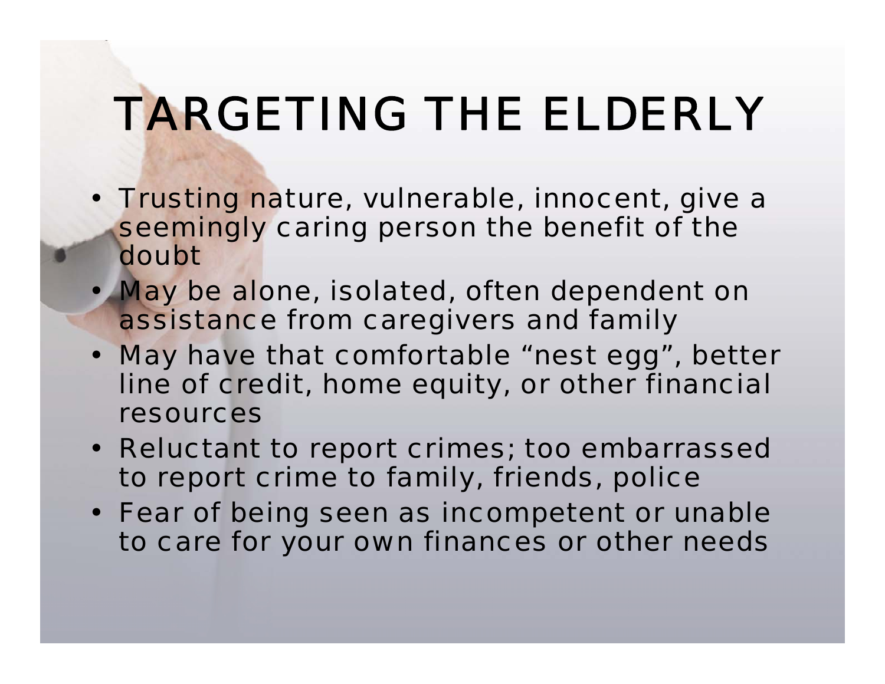# TARGETING THE ELDERLY

- Trusting nature, vulnerable, innocent, give a seemingly caring person the benefit of the doubt
- May be alone, isolated, often dependent on assistance from caregivers and family
- May have that comfortable "nest egg", better line of credit, home equity, or other financial resources
- Reluctant to report crimes; too embarrassed to report crime to family, friends, police
- Fear of being seen as incompetent or unable to care for your own finances or other needs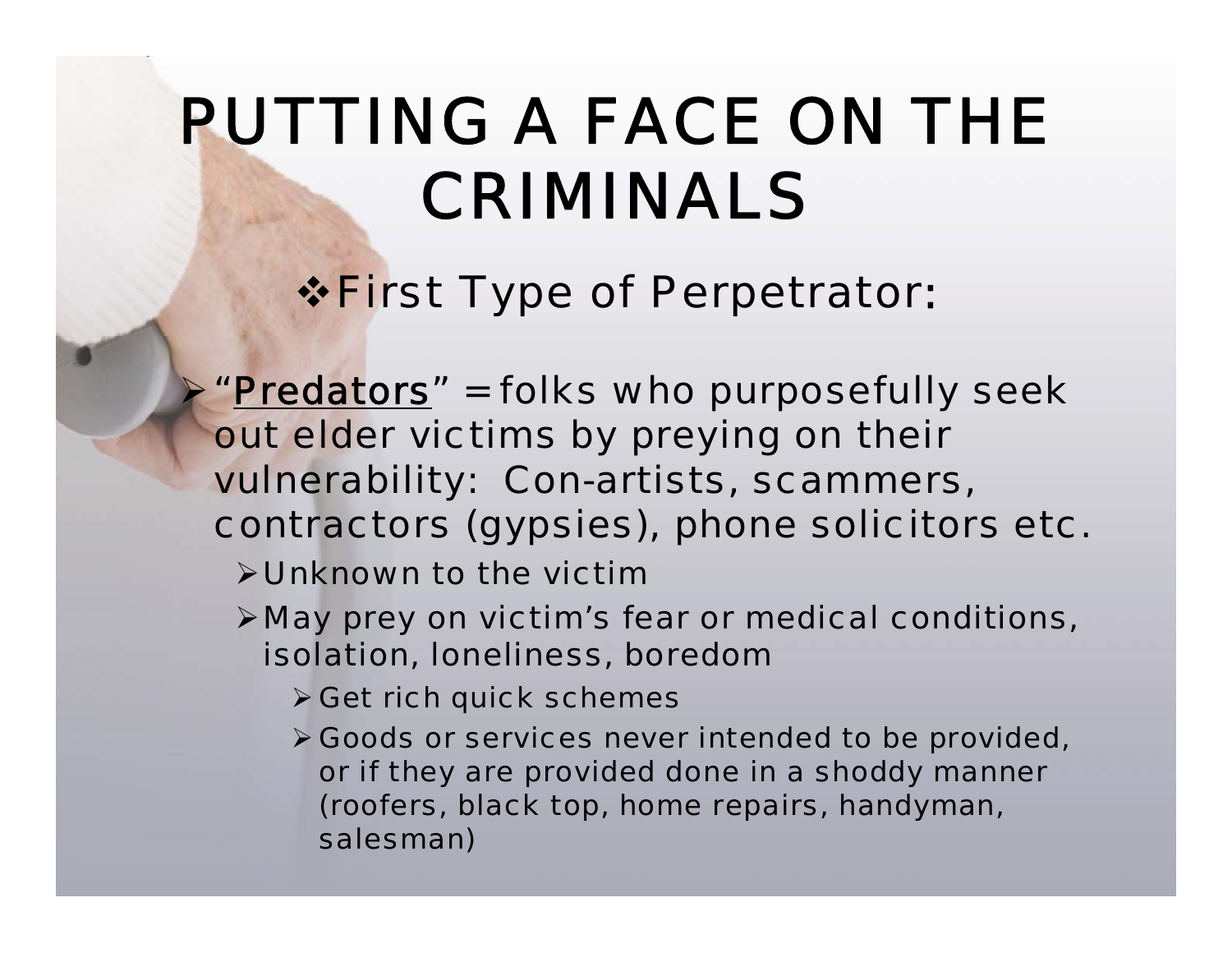# PUTTING A FACE ON THE CRIMINALS

❖First Type of Perpetrator:

- "Predators" = folks who purposefully seek out elder victims by preying on their vulnerability: Con-artists, scammers, contractors (gypsies), phone solicitors etc.
  - Unknown to the victim
  - May prey on victim's fear or medical conditions, isolation, loneliness, boredom
    - Get rich quick schemes
    - Goods or services never intended to be provided, or if they are provided done in a shoddy manner (roofers, black top, home repairs, handyman, salesman)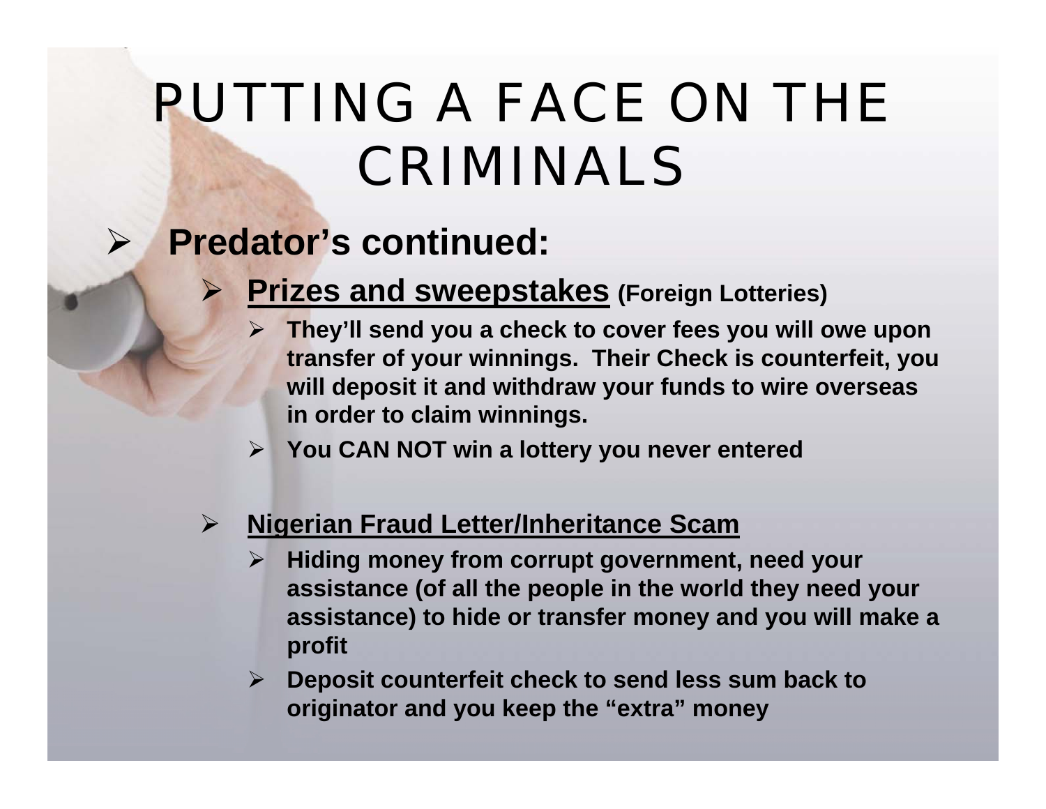# PUTTING A FACE ON THE CRIMINALS

- **Predator's continued:**
  - **<u>Prizes and sweepstakes</u> (Foreign Lotteries)**
    - **They'll send you a check to cover fees you will owe upon transfer of your winnings. Their Check is counterfeit, you will deposit it and withdraw your funds to wire overseas in order to claim winnings.**
    - **You CAN NOT win a lottery you never entered**
  - **<u>Nigerian Fraud Letter/Inheritance Scam</u>**
    - **Hiding money from corrupt government, need your assistance (of all the people in the world they need your assistance) to hide or transfer money and you will make a profit**
    - **Deposit counterfeit check to send less sum back to originator and you keep the "extra" money**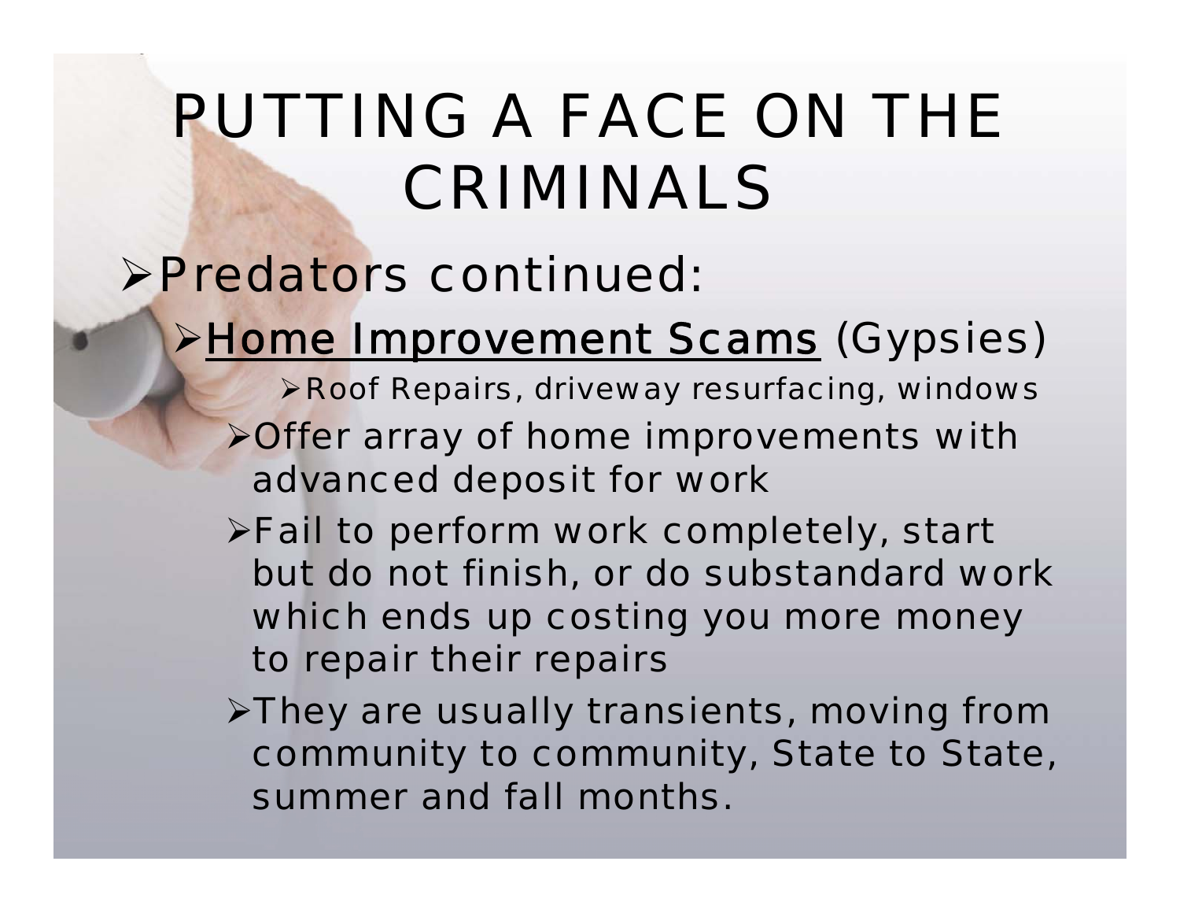# PUTTING A FACE ON THE CRIMINALS

- Predators continued:
  - <u>Home Improvement Scams</u> (Gypsies)
    - Roof Repairs, driveway resurfacing, windows
  - Offer array of home improvements with advanced deposit for work
  - Fail to perform work completely, start but do not finish, or do substandard work which ends up costing you more money to repair their repairs
  - They are usually transients, moving from community to community, State to State, summer and fall months.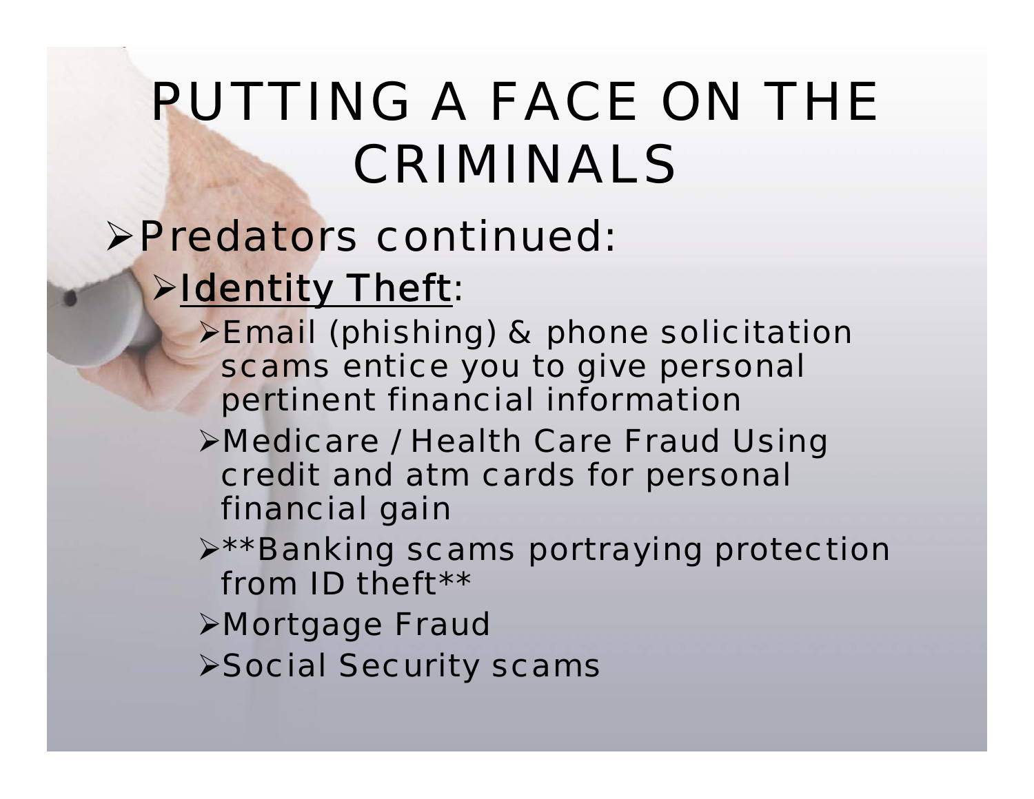# PUTTING A FACE ON THE CRIMINALS

- Predators continued:
  - <u>Identity Theft</u>:
    - Email (phishing) & phone solicitation scams entice you to give personal pertinent financial information
    - Medicare / Health Care Fraud Using credit and atm cards for personal financial gain
    - **Banking scams portraying protection from ID theft**
    - Mortgage Fraud
    - Social Security scams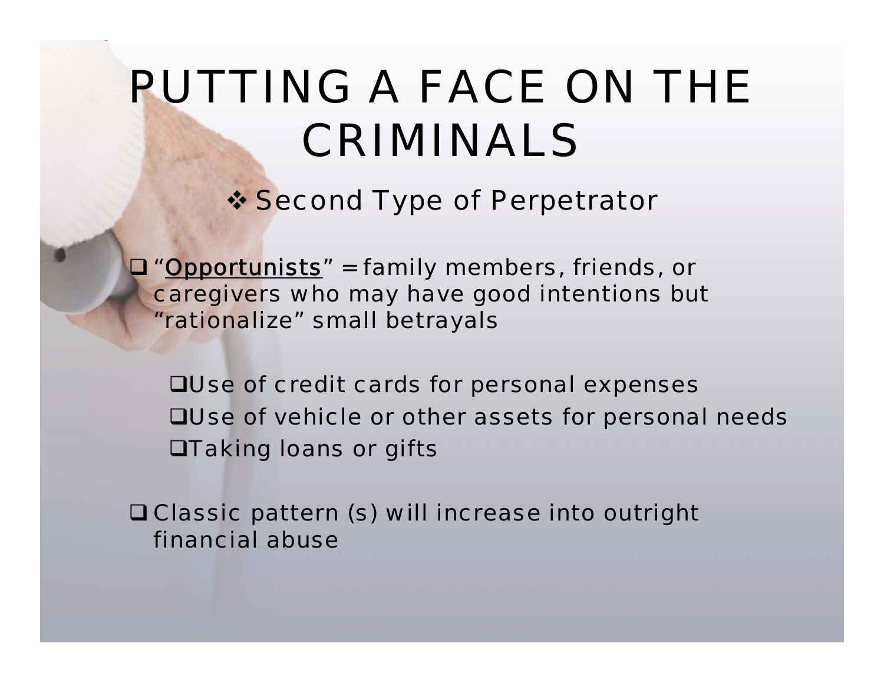# PUTTING A FACE ON THE CRIMINALS

## Second Type of Perpetrator

- "Opportunists" = family members, friends, or caregivers who may have good intentions but "rationalize" small betrayals
  - Use of credit cards for personal expenses
  - Use of vehicle or other assets for personal needs
  - Taking loans or gifts
- Classic pattern (s) will increase into outright financial abuse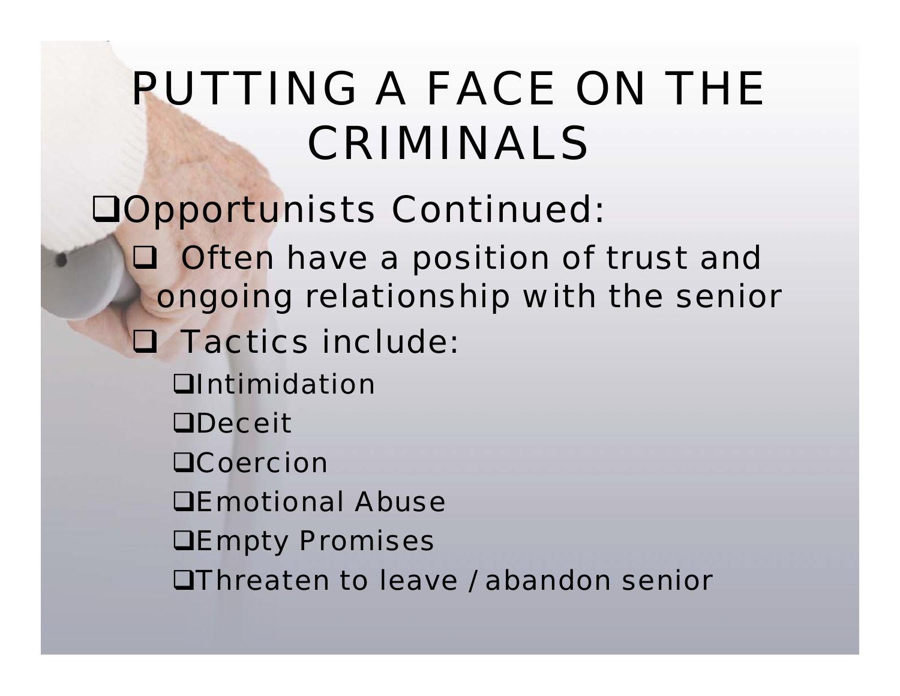# PUTTING A FACE ON THE CRIMINALS

- Opportunists Continued:
  - Often have a position of trust and ongoing relationship with the senior
  - Tactics include:
    - Intimidation
    - Deceit
    - Coercion
    - Emotional Abuse
    - Empty Promises
    - Threaten to leave / abandon senior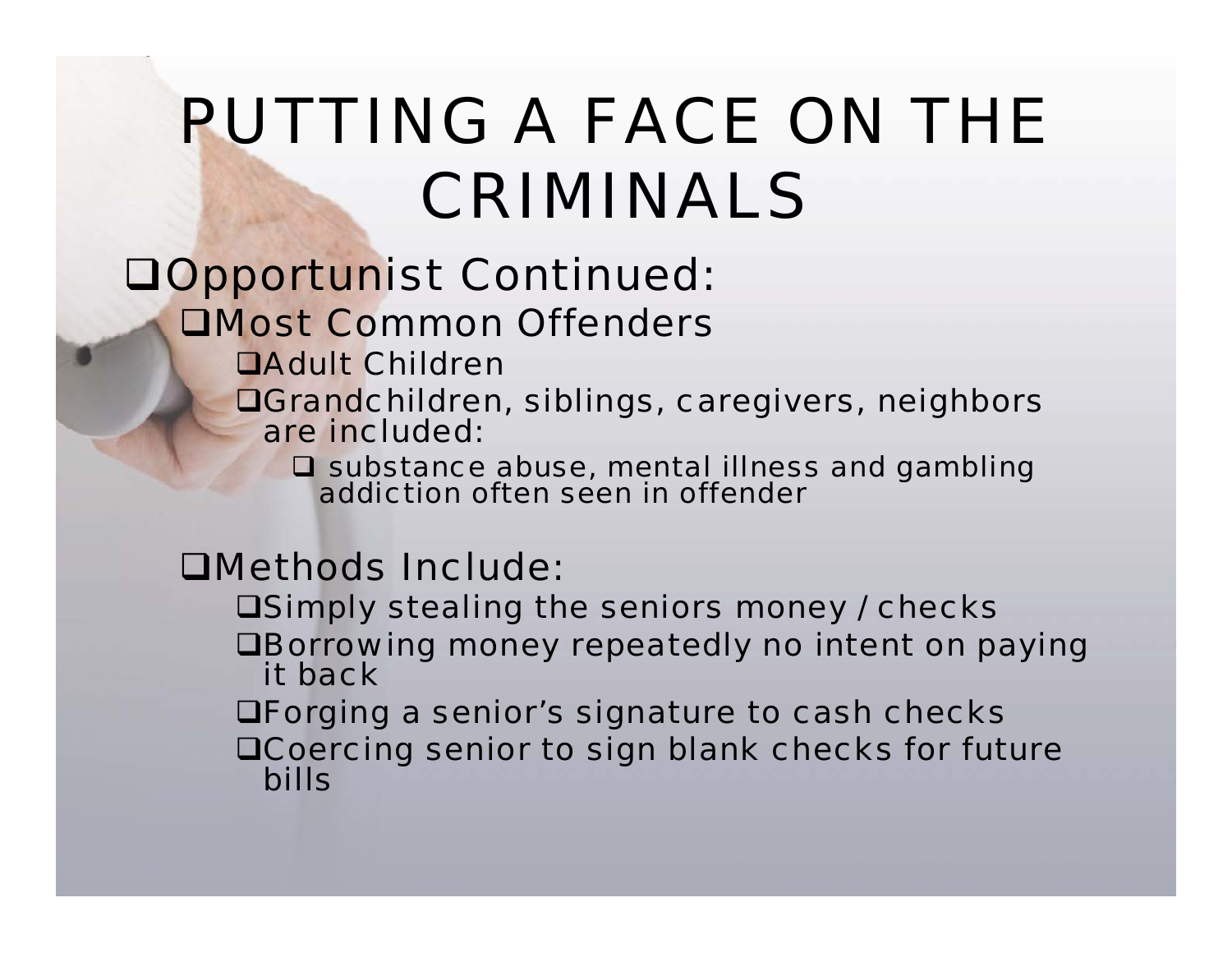# PUTTING A FACE ON THE CRIMINALS

- Opportunist Continued:
  - Most Common Offenders
    - Adult Children
    - Grandchildren, siblings, caregivers, neighbors are included:
      - substance abuse, mental illness and gambling addiction often seen in offender
  - Methods Include:
    - Simply stealing the seniors money / checks
    - Borrowing money repeatedly no intent on paying it back
    - Forging a senior's signature to cash checks
    - Coercing senior to sign blank checks for future bills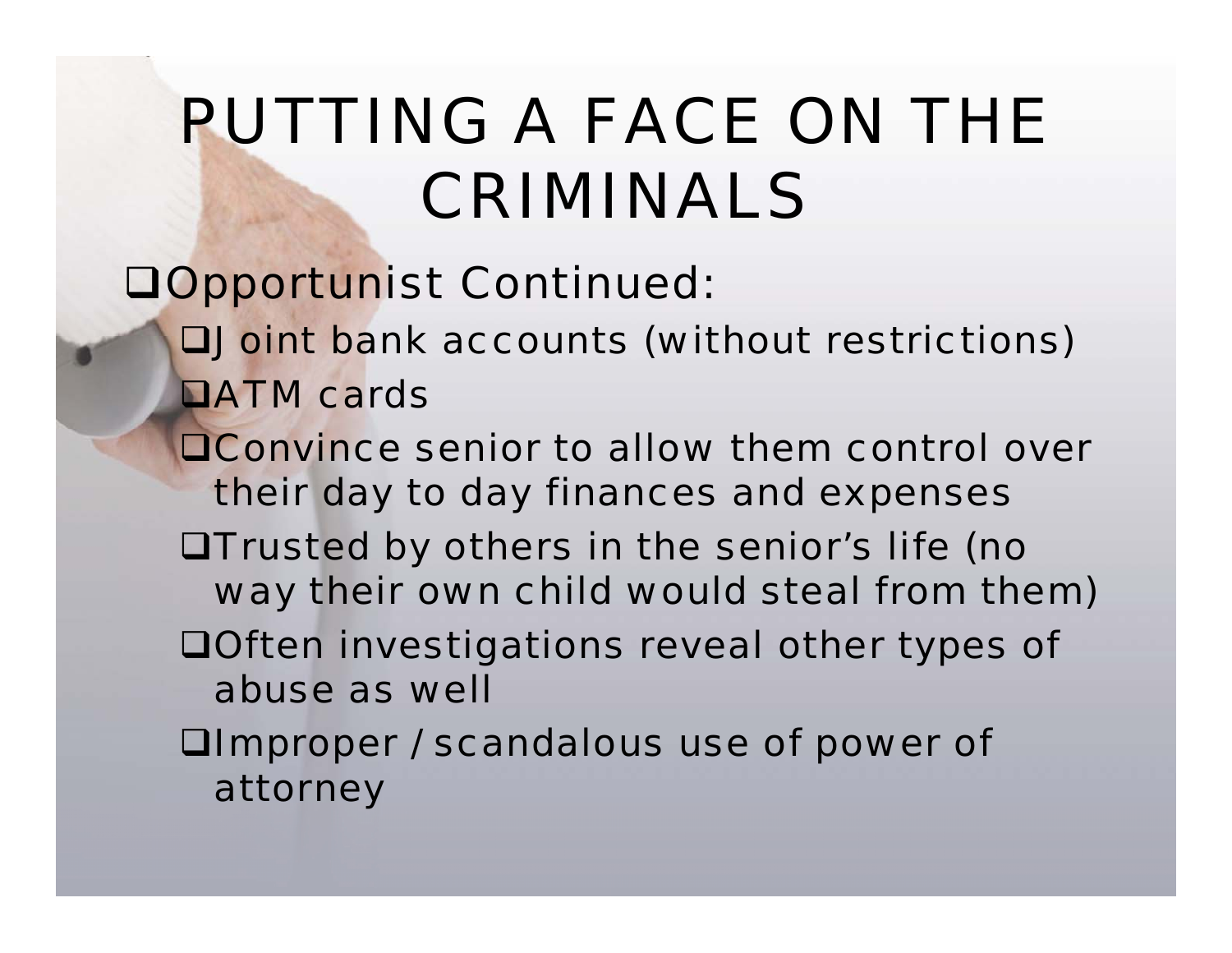# PUTTING A FACE ON THE CRIMINALS

- Opportunist Continued:
  - Joint bank accounts (without restrictions)
  - ATM cards
  - Convince senior to allow them control over their day to day finances and expenses
  - Trusted by others in the senior's life (no way their own child would steal from them)
  - Often investigations reveal other types of abuse as well
  - Improper / scandalous use of power of attorney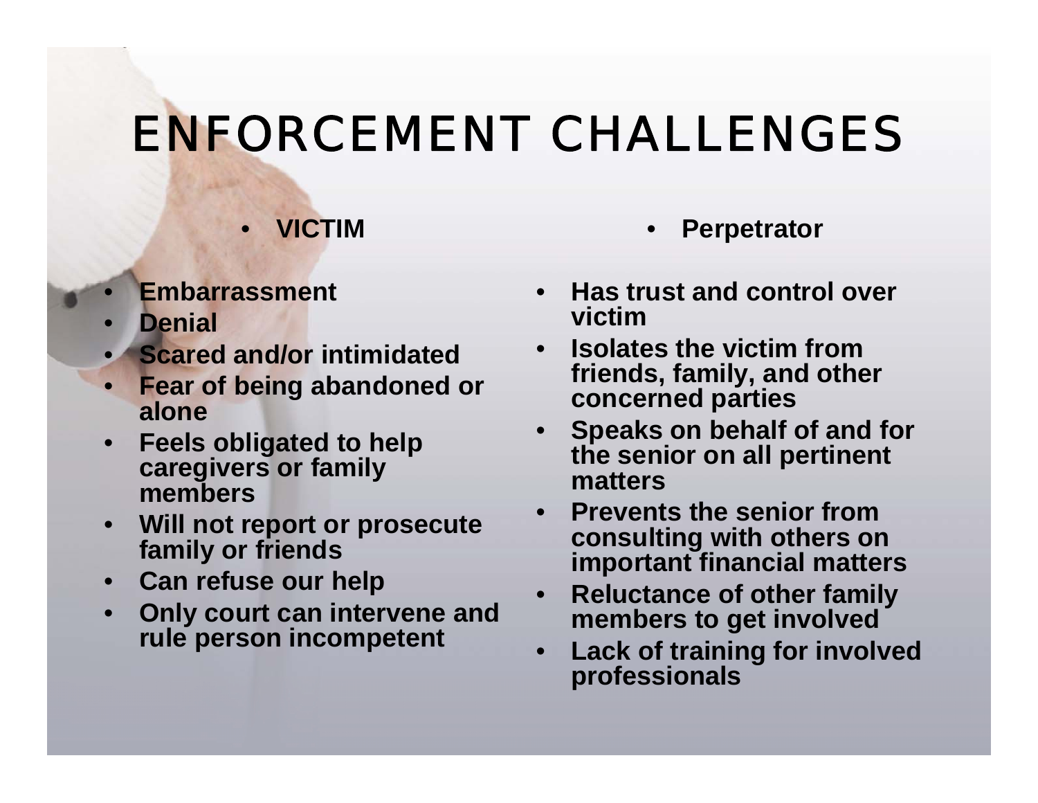# ENFORCEMENT CHALLENGES

- **VICTIM**

- **Embarrassment**
- **Denial**
- **Scared and/or intimidated**
- **Fear of being abandoned or alone**
- **Feels obligated to help caregivers or family members**
- **Will not report or prosecute family or friends**
- **Can refuse our help**
- **Only court can intervene and rule person incompetent**

- **Perpetrator**

- **Has trust and control over victim**
- **Isolates the victim from friends, family, and other concerned parties**
- **Speaks on behalf of and for the senior on all pertinent matters**
- **Prevents the senior from consulting with others on important financial matters**
- **Reluctance of other family members to get involved**
- **Lack of training for involved professionals**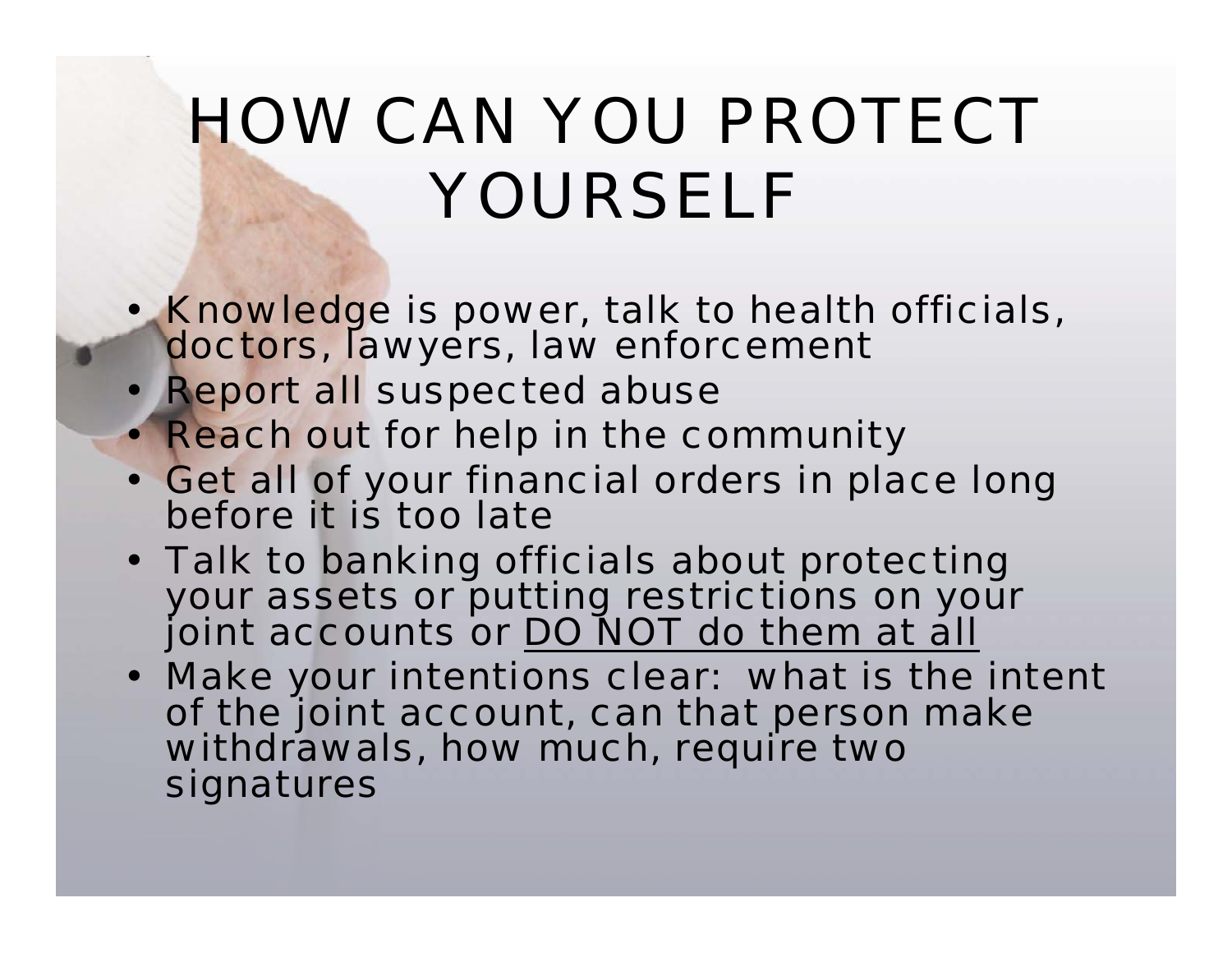# HOW CAN YOU PROTECT YOURSELF

- Knowledge is power, talk to health officials, doctors, lawyers, law enforcement
- Report all suspected abuse
- Reach out for help in the community
- Get all of your financial orders in place long before it is too late
- Talk to banking officials about protecting your assets or putting restrictions on your joint accounts or <u>DO NOT do them at all</u>
- Make your intentions clear: what is the intent of the joint account, can that person make withdrawals, how much, require two signatures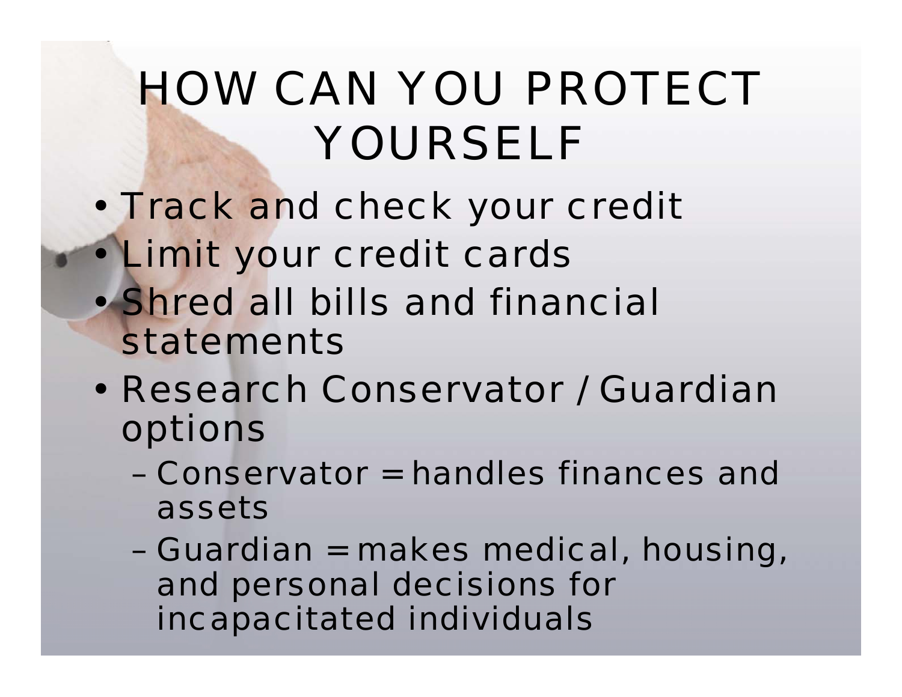# HOW CAN YOU PROTECT YOURSELF

- Track and check your credit
- Limit your credit cards
- Shred all bills and financial statements
- Research Conservator / Guardian options
  - Conservator = handles finances and assets
  - Guardian = makes medical, housing, and personal decisions for incapacitated individuals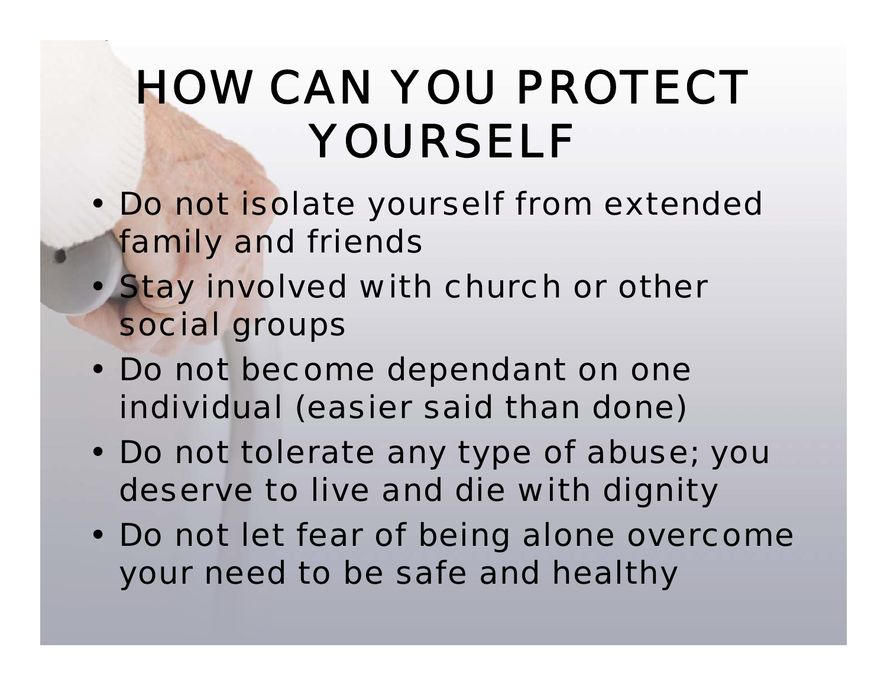# HOW CAN YOU PROTECT YOURSELF

- Do not isolate yourself from extended family and friends
- Stay involved with church or other social groups
- Do not become dependant on one individual (easier said than done)
- Do not tolerate any type of abuse; you deserve to live and die with dignity
- Do not let fear of being alone overcome your need to be safe and healthy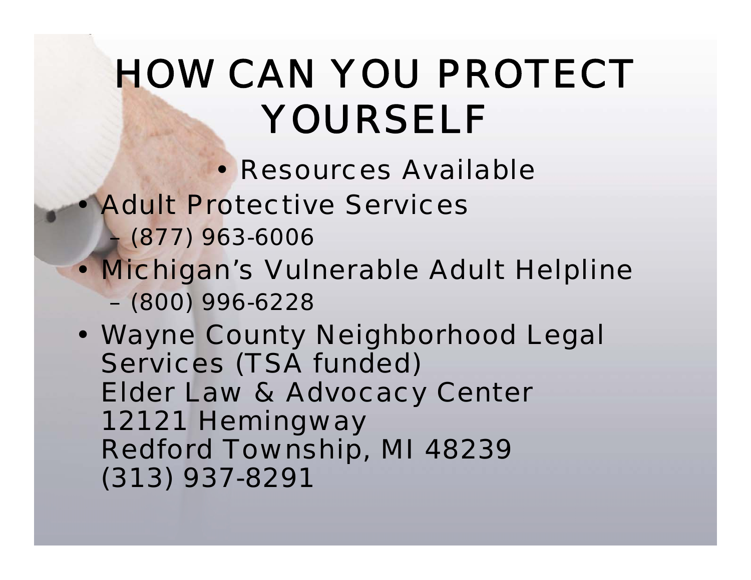# HOW CAN YOU PROTECT YOURSELF

- Resources Available
- Adult Protective Services
  - (877) 963-6006
- Michigan’s Vulnerable Adult Helpline
  - (800) 996-6228
- Wayne County Neighborhood Legal Services (TSA funded)
  Elder Law & Advocacy Center
  12121 Hemingway
  Redford Township, MI 48239
  (313) 937-8291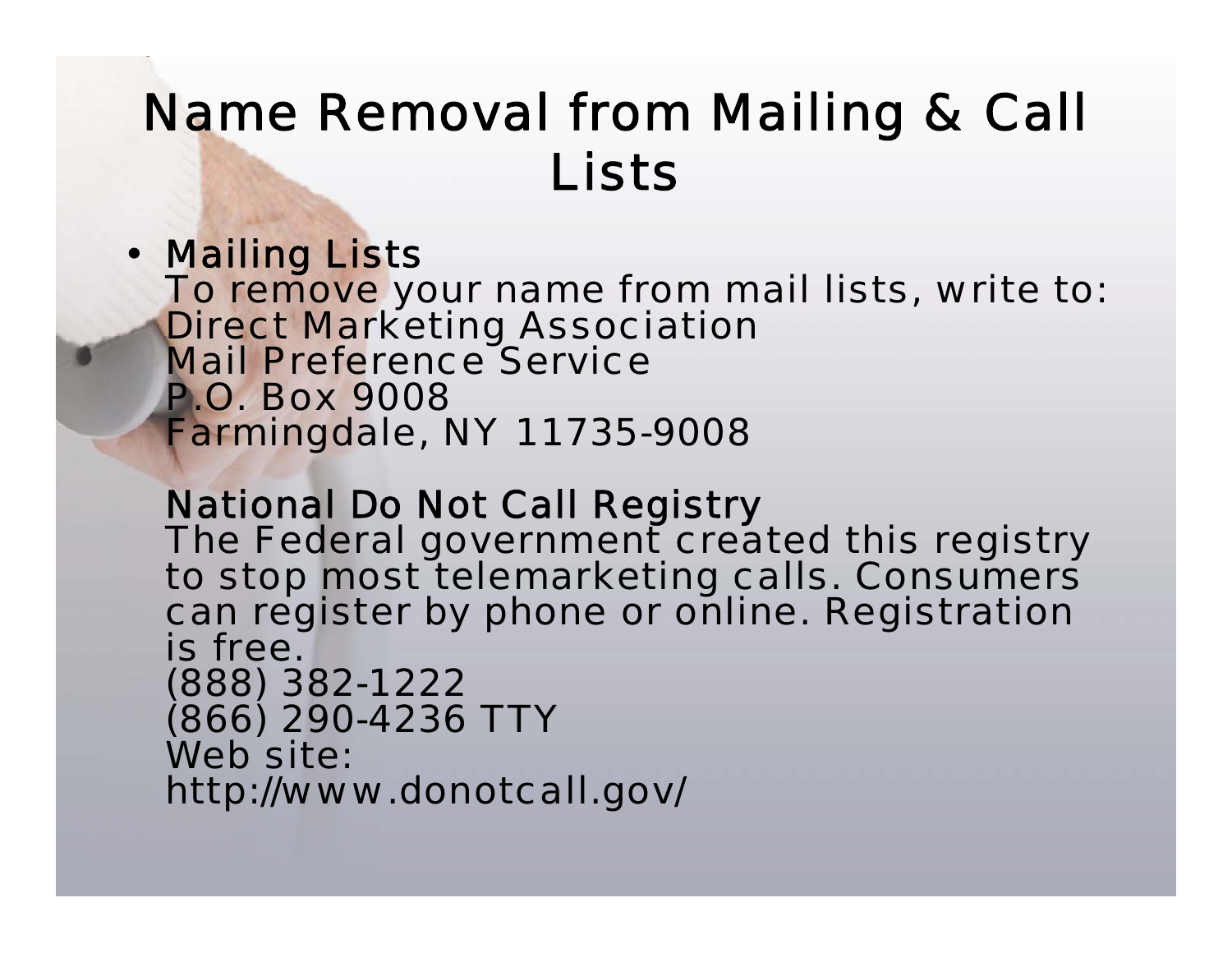# Name Removal from Mailing & Call Lists

- Mailing Lists
  To remove your name from mail lists, write to:
  Direct Marketing Association
  Mail Preference Service
  P.O. Box 9008
  Farmingdale, NY 11735-9008

  National Do Not Call Registry
  The Federal government created this registry to stop most telemarketing calls. Consumers can register by phone or online. Registration is free.
  (888) 382-1222
  (866) 290-4236 TTY
  Web site:
  http://www.donotcall.gov/